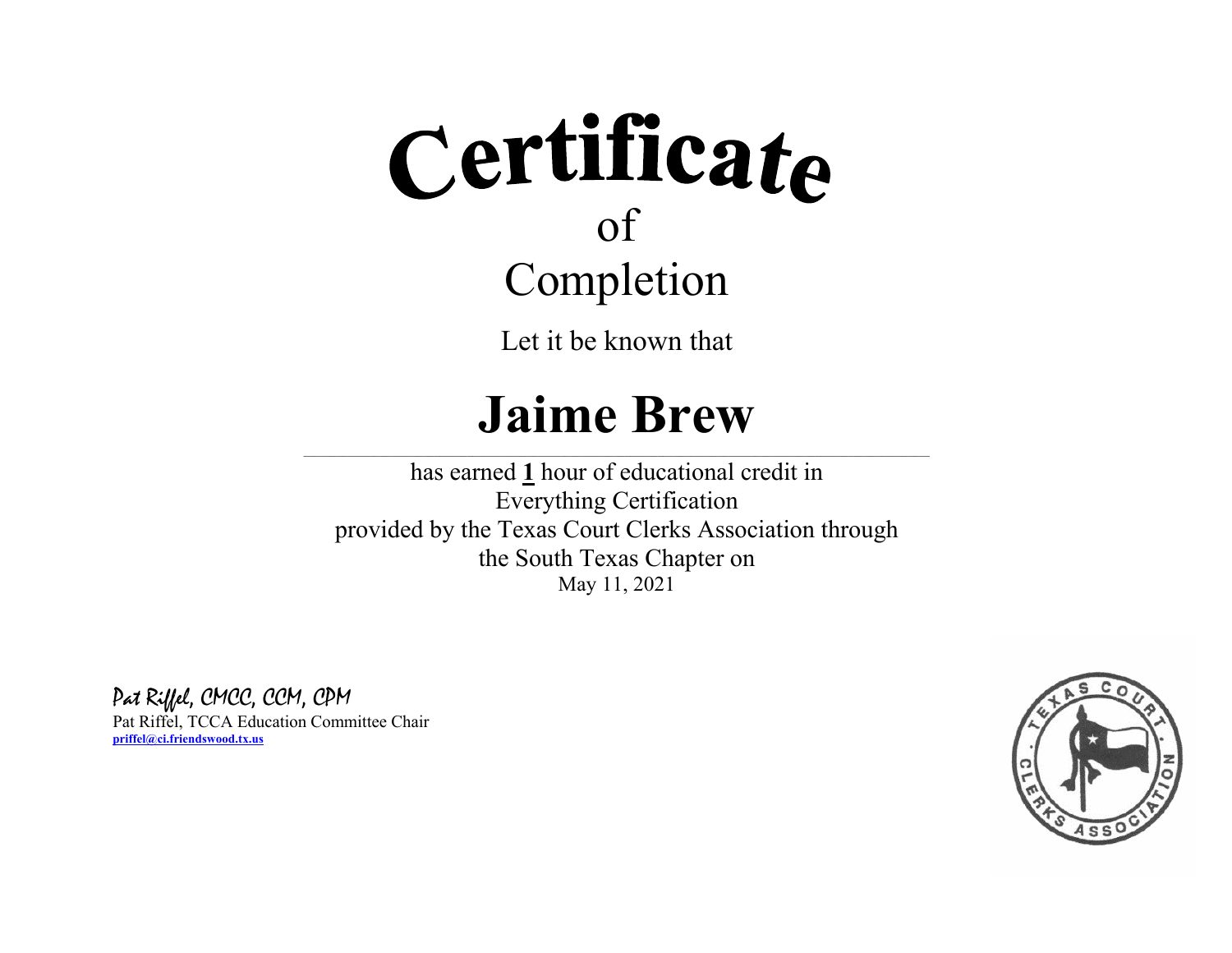# Certificate

of

## Completion

Let it be known that

# Jaime Brew

has earned **1** hour of educational credit in
Everything Certification
provided by the Texas Court Clerks Association through
the South Texas Chapter on
May 11, 2021

*Pat Riffel, CMCC, CCM, CPM*
Pat Riffel, TCCA Education Committee Chair
**priffel@ci.friendswood.tx.us**

TEXAS COURT CLERKS ASSOCIATION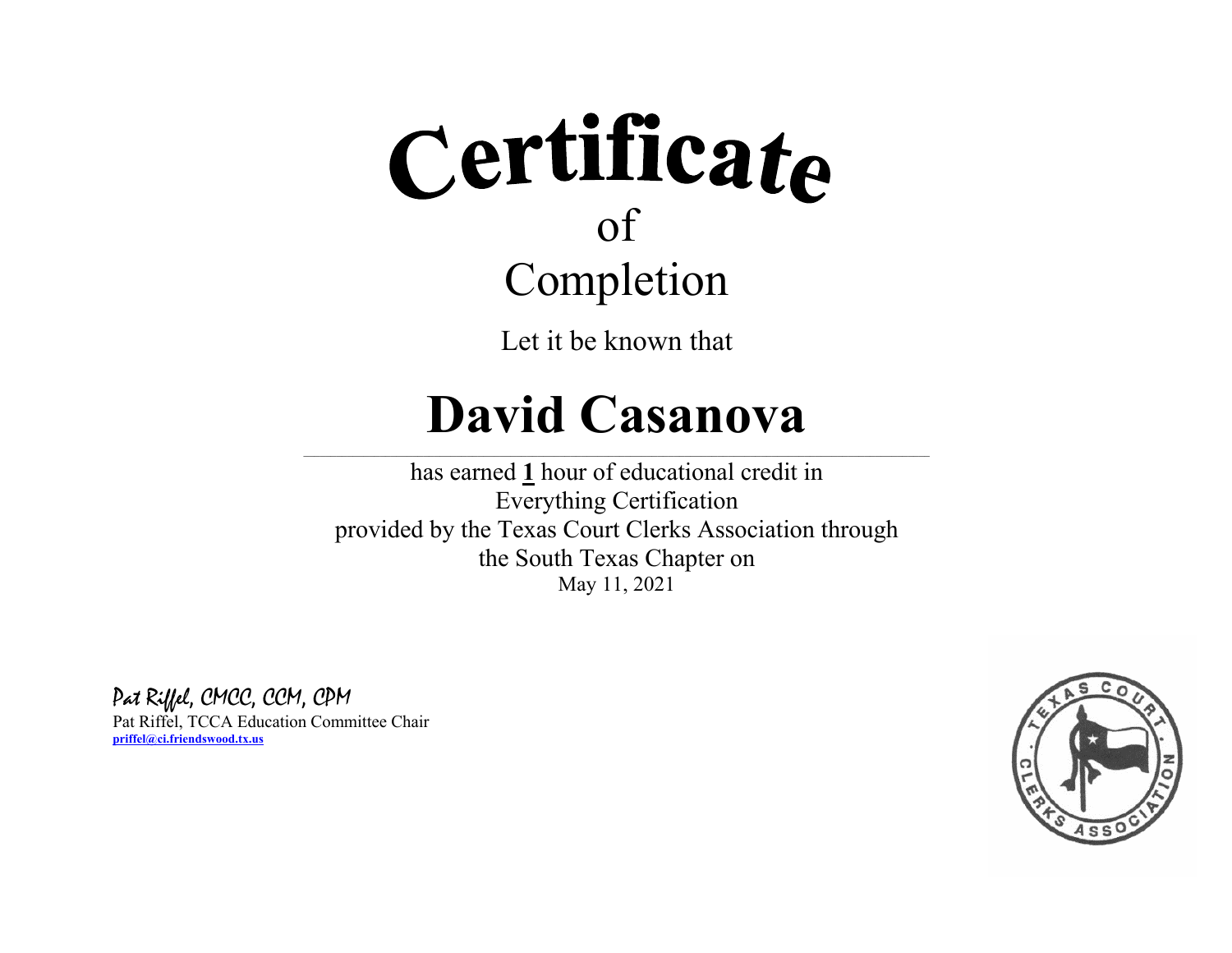# Certificate

of

Completion

Let it be known that

# David Casanova

has earned **1** hour of educational credit in
Everything Certification
provided by the Texas Court Clerks Association through
the South Texas Chapter on
May 11, 2021

*Pat Riffel, CMCC, CCM, CPM*
Pat Riffel, TCCA Education Committee Chair
**priffel@ci.friendswood.tx.us**

TEXAS COURT CLERKS ASSOCIATION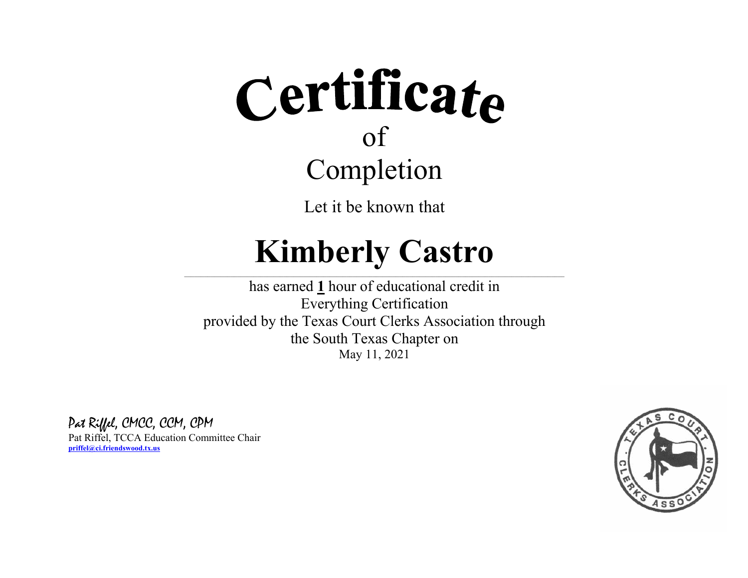# Certificate

of

Completion

Let it be known that

# Kimberly Castro

has earned **1** hour of educational credit in
Everything Certification
provided by the Texas Court Clerks Association through
the South Texas Chapter on
May 11, 2021

*Pat Riffel, CMCC, CCM, CPM*

Pat Riffel, TCCA Education Committee Chair
**priffel@ci.friendswood.tx.us**

TEXAS COURT CLERKS ASSOCIATION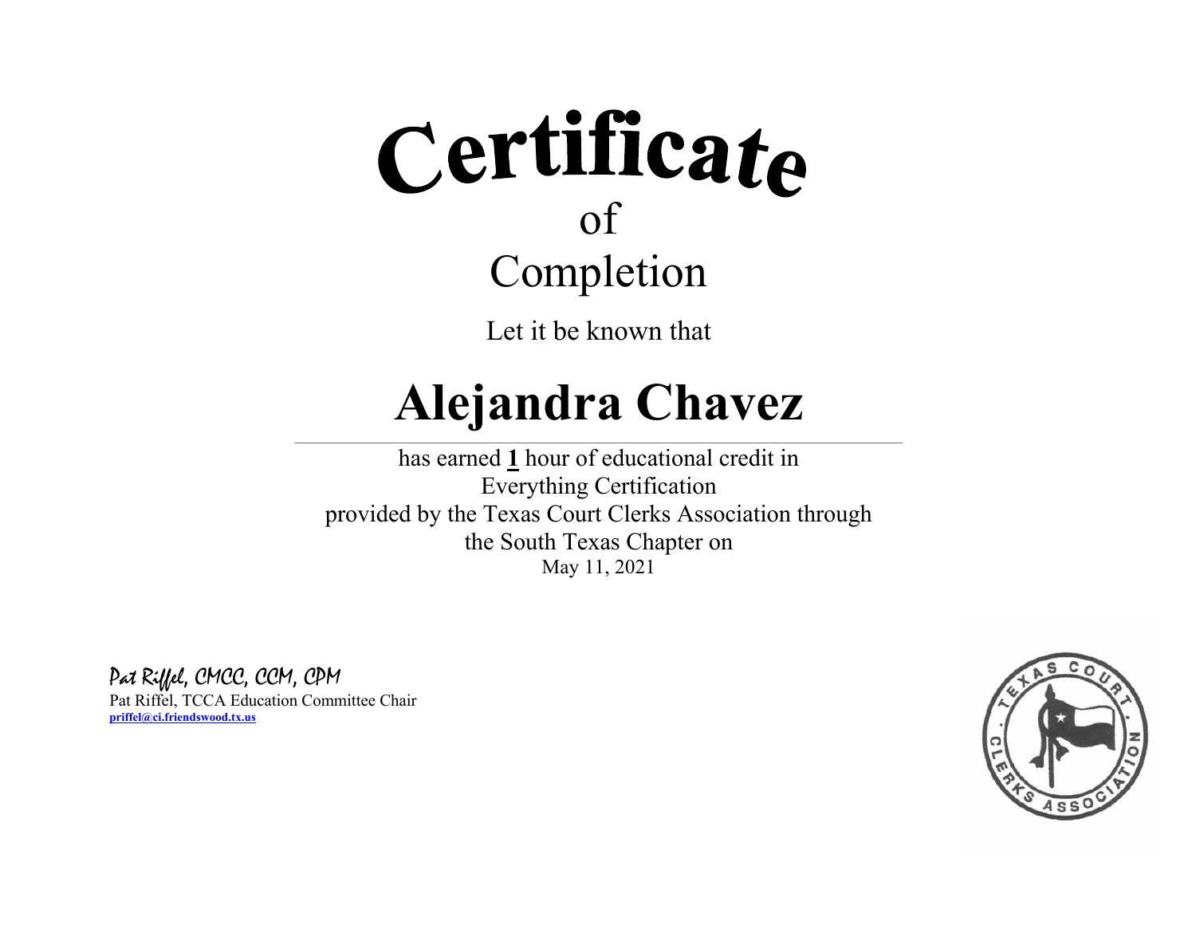# Certificate

of

Completion

Let it be known that

## Alejandra Chavez

has earned **1** hour of educational credit in
Everything Certification
provided by the Texas Court Clerks Association through
the South Texas Chapter on
May 11, 2021

*Pat Riffel, CMCC, CCM, CPM*
Pat Riffel, TCCA Education Committee Chair
**priffel@ci.friendswood.tx.us**

TEXAS COURT CLERKS ASSOCIATION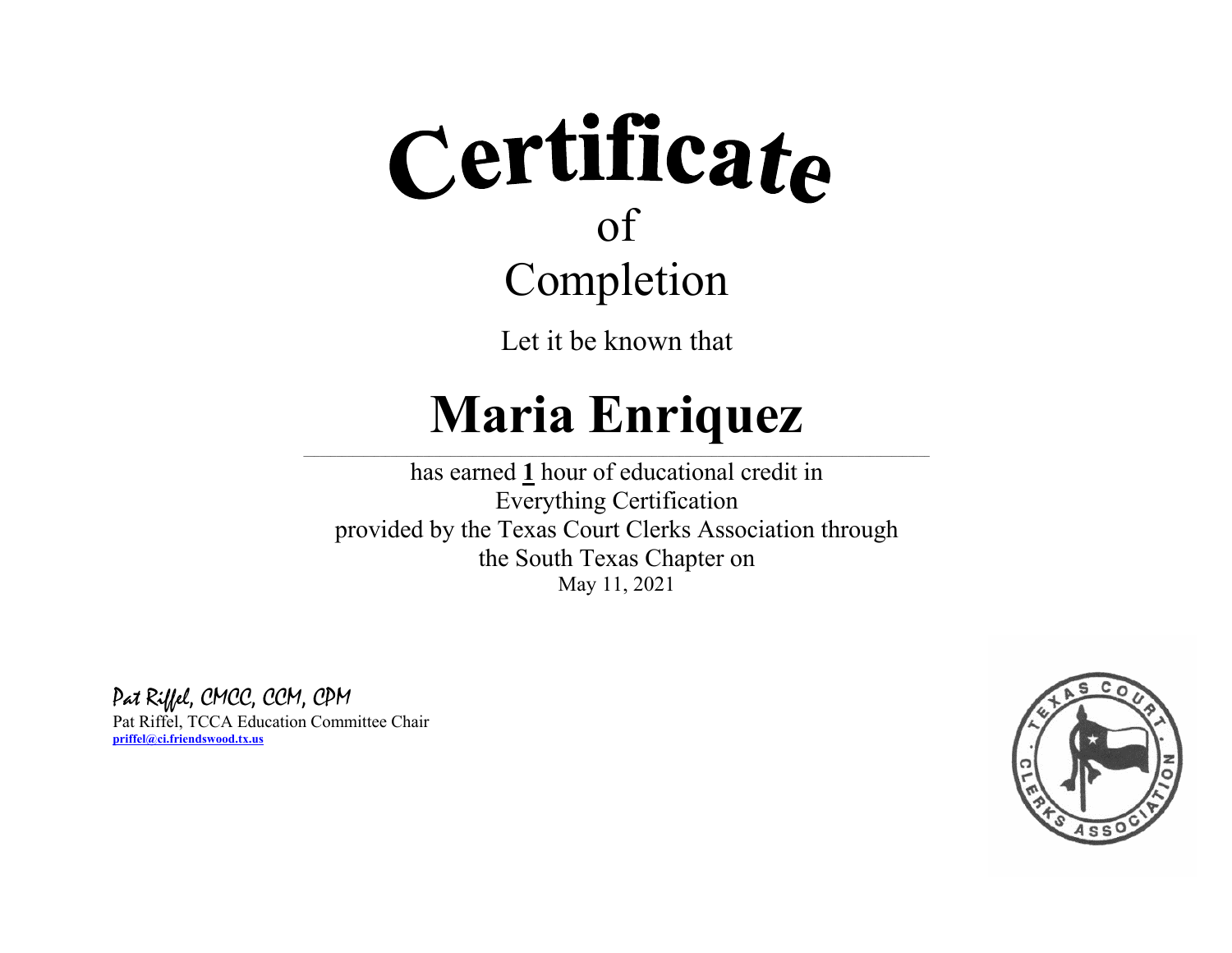# Certificate

of

Completion

Let it be known that

# Maria Enriquez

has earned **1** hour of educational credit in
Everything Certification
provided by the Texas Court Clerks Association through
the South Texas Chapter on
May 11, 2021

*Pat Riffel, CMCC, CCM, CPM*
Pat Riffel, TCCA Education Committee Chair
**priffel@ci.friendswood.tx.us**

TEXAS COURT CLERKS ASSOCIATION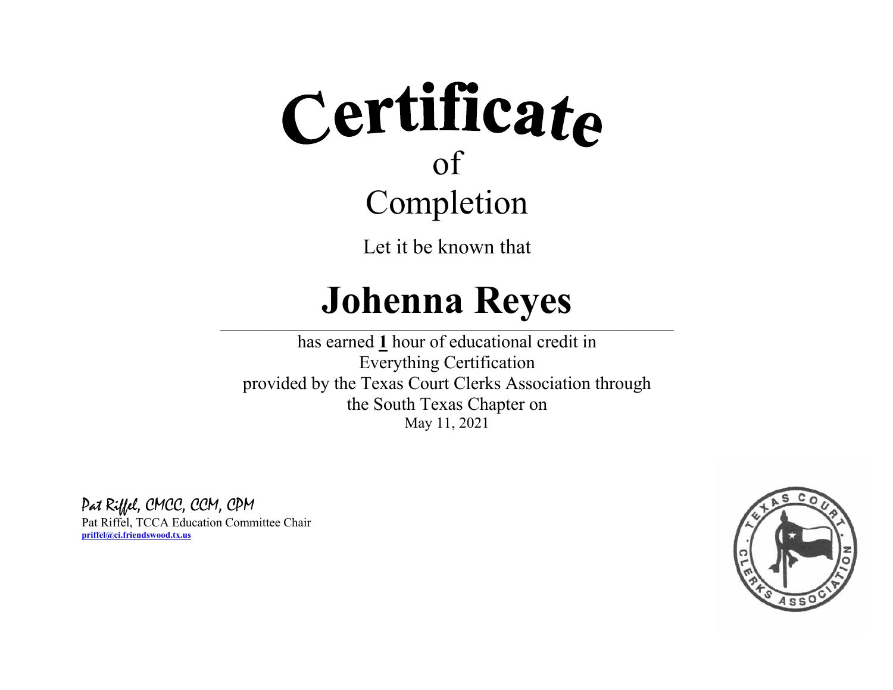# Certificate

of

Completion

Let it be known that

# Johenna Reyes

has earned **1** hour of educational credit in
Everything Certification
provided by the Texas Court Clerks Association through
the South Texas Chapter on
May 11, 2021

*Pat Riffel, CMCC, CCM, CPM*
Pat Riffel, TCCA Education Committee Chair
**priffel@ci.friendswood.tx.us**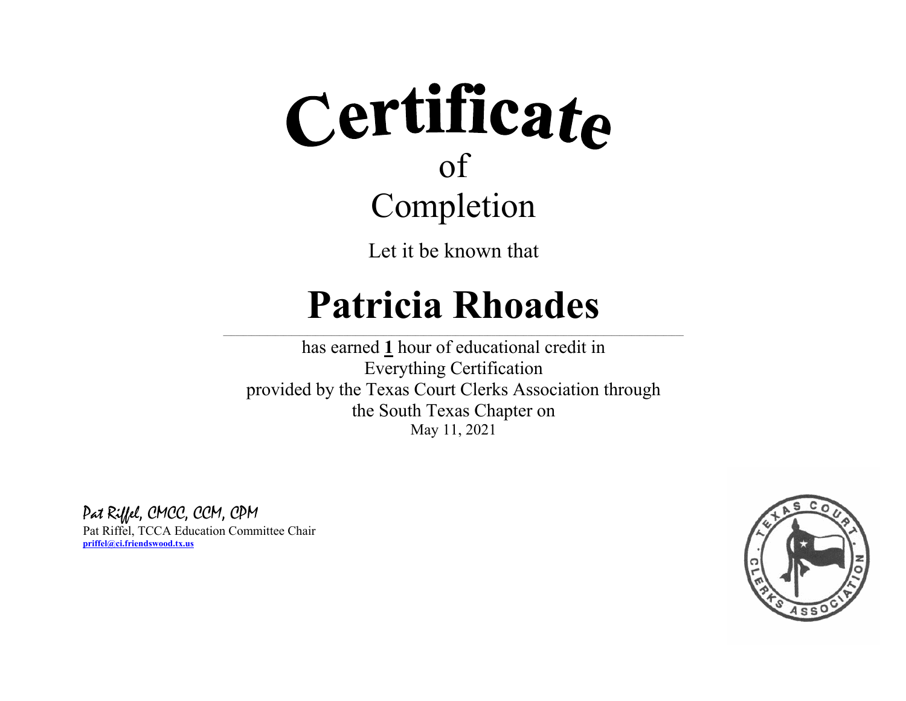# Certificate

of

## Completion

Let it be known that

# Patricia Rhoades

---

has earned **1** hour of educational credit in
Everything Certification
provided by the Texas Court Clerks Association through
the South Texas Chapter on
May 11, 2021

*Pat Riffel, CMCC, CCM, CPM*
Pat Riffel, TCCA Education Committee Chair
**priffel@ci.friendswood.tx.us**

TEXAS COURT CLERKS ASSOCIATION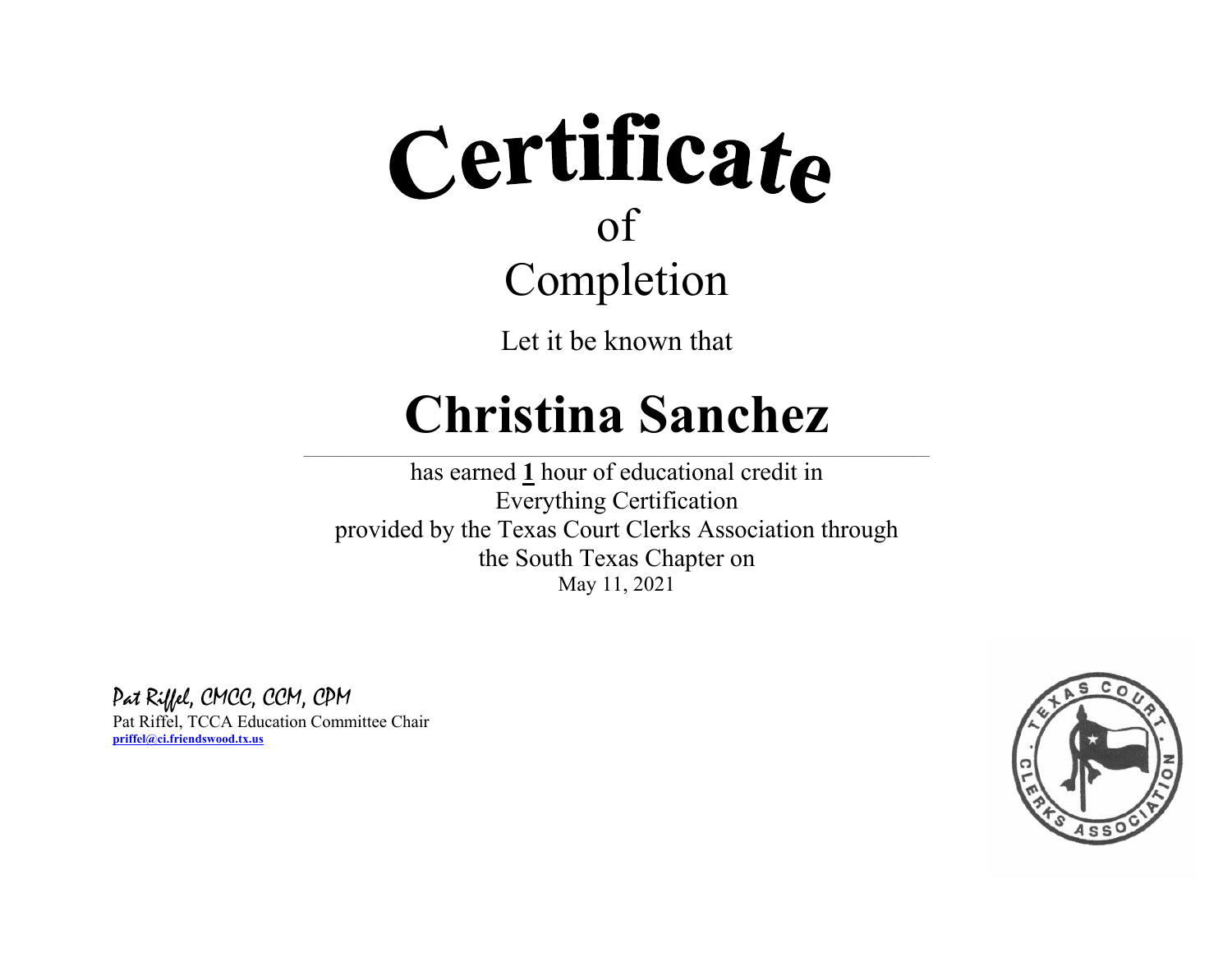# Certificate

of

## Completion

Let it be known that

# Christina Sanchez

has earned **1** hour of educational credit in
Everything Certification
provided by the Texas Court Clerks Association through
the South Texas Chapter on
May 11, 2021

*Pat Riffel, CMCC, CCM, CPM*

Pat Riffel, TCCA Education Committee Chair
**priffel@ci.friendswood.tx.us**

TEXAS COURT CLERKS ASSOCIATION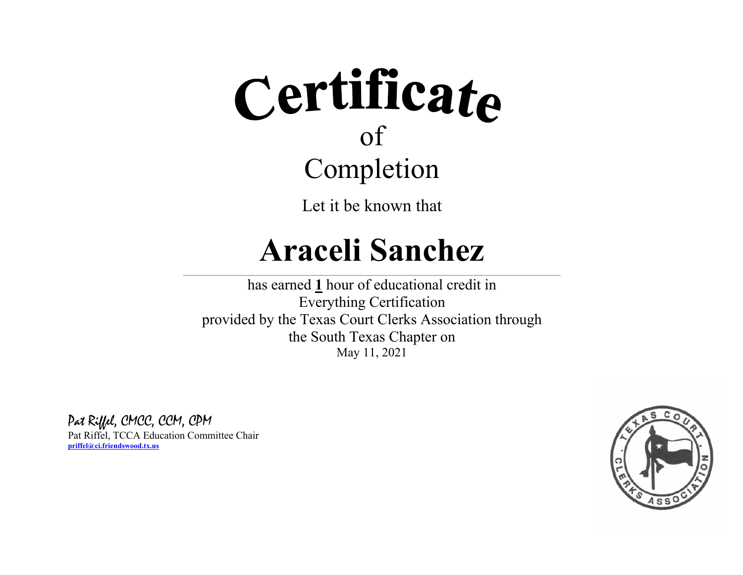# Certificate

of

Completion

Let it be known that

# Araceli Sanchez

has earned **1** hour of educational credit in
Everything Certification
provided by the Texas Court Clerks Association through
the South Texas Chapter on
May 11, 2021

*Pat Riffel, CMCC, CCM, CPM*
Pat Riffel, TCCA Education Committee Chair
**priffel@ci.friendswood.tx.us**

TEXAS COURT CLERKS ASSOCIATION